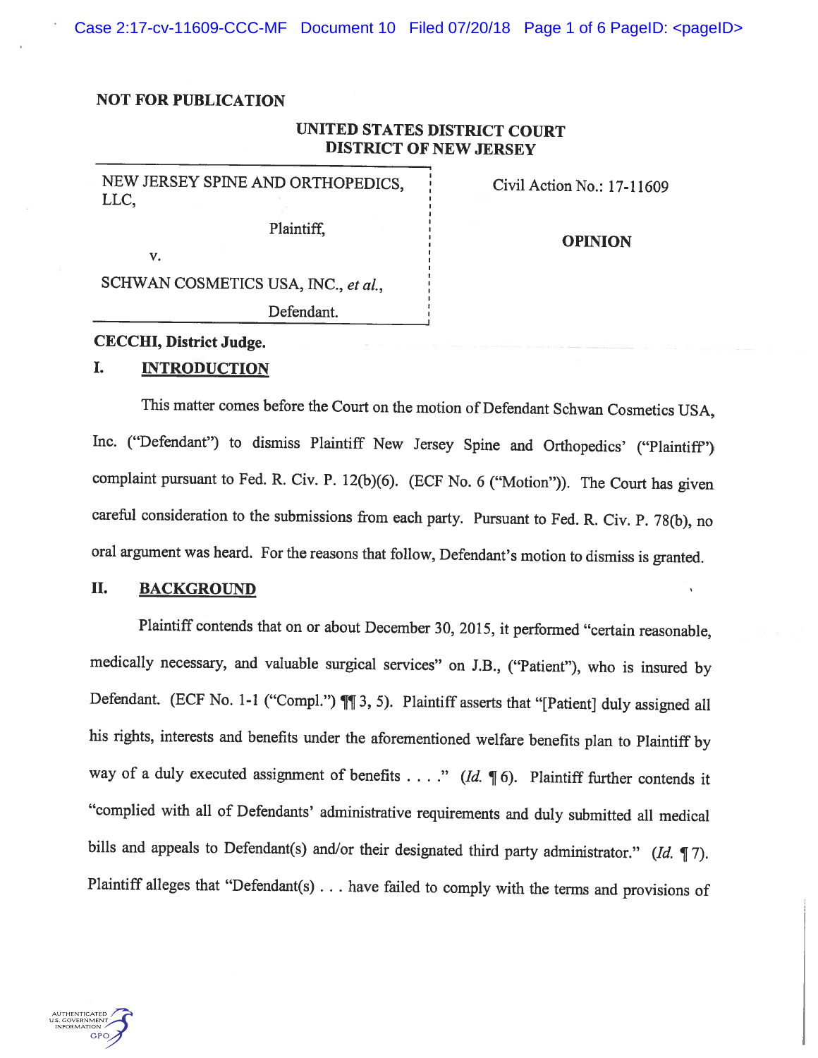**NOT FOR PUBLICATION**

**UNITED STATES DISTRICT COURT**
**DISTRICT OF NEW JERSEY**

NEW JERSEY SPINE AND ORTHOPEDICS, LLC,

Plaintiff,

v.

SCHWAN COSMETICS USA, INC., *et al.*,

Defendant.

Civil Action No.: 17-11609

**OPINION**

**CECCHI, District Judge.**

## I. INTRODUCTION

This matter comes before the Court on the motion of Defendant Schwan Cosmetics USA, Inc. ("Defendant") to dismiss Plaintiff New Jersey Spine and Orthopedics' ("Plaintiff") complaint pursuant to Fed. R. Civ. P. 12(b)(6). (ECF No. 6 ("Motion")). The Court has given careful consideration to the submissions from each party. Pursuant to Fed. R. Civ. P. 78(b), no oral argument was heard. For the reasons that follow, Defendant's motion to dismiss is granted.

## II. BACKGROUND

Plaintiff contends that on or about December 30, 2015, it performed "certain reasonable, medically necessary, and valuable surgical services" on J.B., ("Patient"), who is insured by Defendant. (ECF No. 1-1 ("Compl.") ¶¶ 3, 5). Plaintiff asserts that "[Patient] duly assigned all his rights, interests and benefits under the aforementioned welfare benefits plan to Plaintiff by way of a duly executed assignment of benefits . . . ." (*Id.* ¶ 6). Plaintiff further contends it "complied with all of Defendants' administrative requirements and duly submitted all medical bills and appeals to Defendant(s) and/or their designated third party administrator." (*Id.* ¶ 7). Plaintiff alleges that "Defendant(s) . . . have failed to comply with the terms and provisions of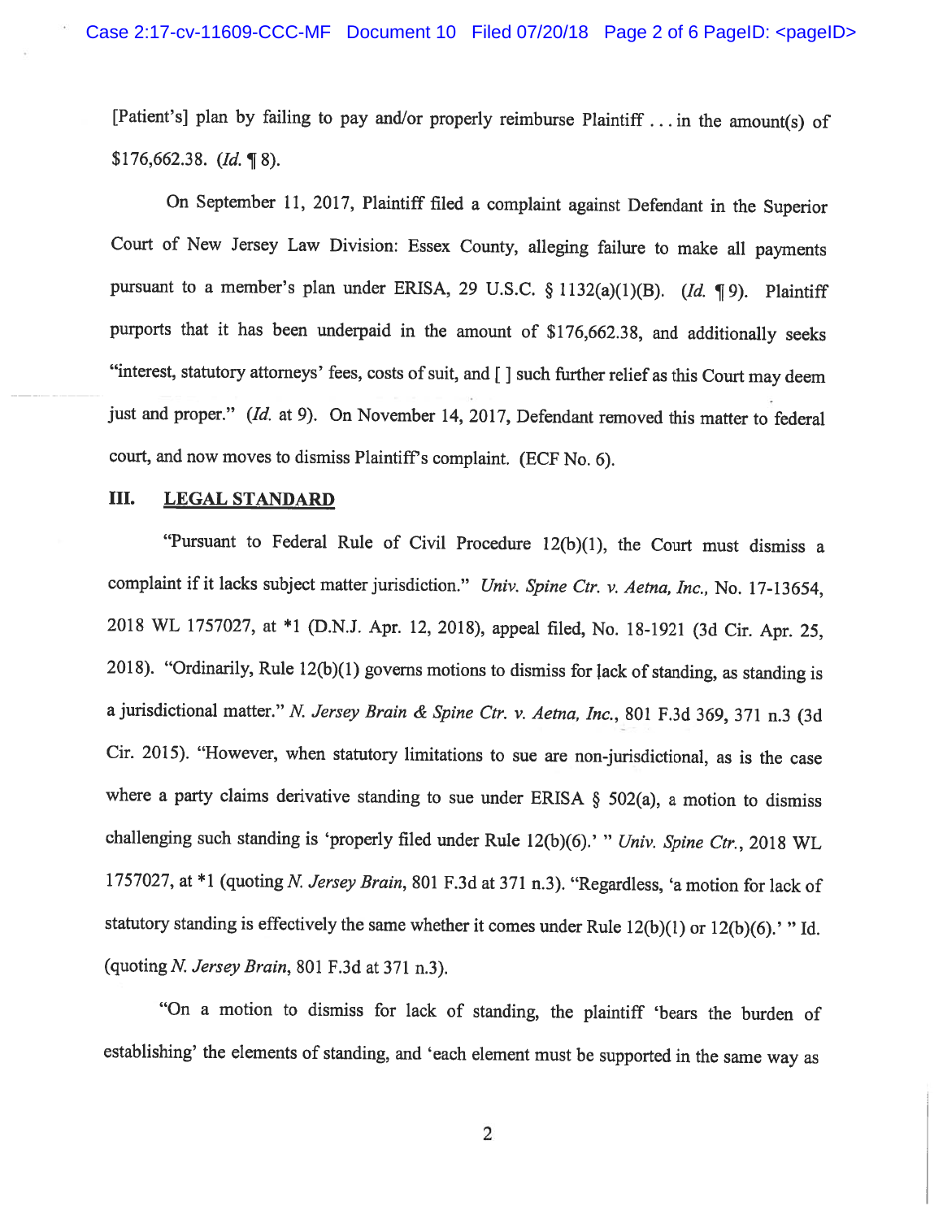[Patient's] plan by failing to pay and/or properly reimburse Plaintiff . . . in the amount(s) of $176,662.38. (*Id.* ¶ 8).

On September 11, 2017, Plaintiff filed a complaint against Defendant in the Superior Court of New Jersey Law Division: Essex County, alleging failure to make all payments pursuant to a member's plan under ERISA, 29 U.S.C. § 1132(a)(1)(B). (*Id.* ¶ 9). Plaintiff purports that it has been underpaid in the amount of $176,662.38, and additionally seeks "interest, statutory attorneys' fees, costs of suit, and [ ] such further relief as this Court may deem just and proper." (*Id.* at 9). On November 14, 2017, Defendant removed this matter to federal court, and now moves to dismiss Plaintiff's complaint. (ECF No. 6).

## III. LEGAL STANDARD

"Pursuant to Federal Rule of Civil Procedure 12(b)(1), the Court must dismiss a complaint if it lacks subject matter jurisdiction." *Univ. Spine Ctr. v. Aetna, Inc.*, No. 17-13654, 2018 WL 1757027, at *1 (D.N.J. Apr. 12, 2018), appeal filed, No. 18-1921 (3d Cir. Apr. 25, 2018). "Ordinarily, Rule 12(b)(1) governs motions to dismiss for lack of standing, as standing is a jurisdictional matter." *N. Jersey Brain & Spine Ctr. v. Aetna, Inc.*, 801 F.3d 369, 371 n.3 (3d Cir. 2015). "However, when statutory limitations to sue are non-jurisdictional, as is the case where a party claims derivative standing to sue under ERISA § 502(a), a motion to dismiss challenging such standing is 'properly filed under Rule 12(b)(6).' " *Univ. Spine Ctr.*, 2018 WL 1757027, at *1 (quoting *N. Jersey Brain*, 801 F.3d at 371 n.3). "Regardless, 'a motion for lack of statutory standing is effectively the same whether it comes under Rule 12(b)(1) or 12(b)(6).' " Id. (quoting *N. Jersey Brain*, 801 F.3d at 371 n.3).

"On a motion to dismiss for lack of standing, the plaintiff 'bears the burden of establishing' the elements of standing, and 'each element must be supported in the same way as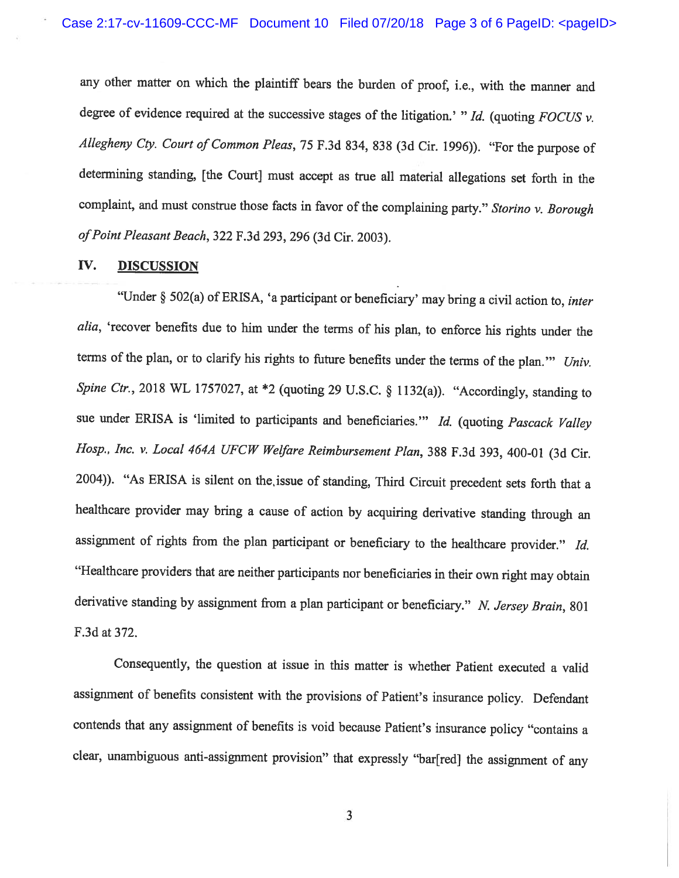any other matter on which the plaintiff bears the burden of proof, i.e., with the manner and degree of evidence required at the successive stages of the litigation.' " *Id.* (quoting *FOCUS v. Allegheny Cty. Court of Common Pleas*, 75 F.3d 834, 838 (3d Cir. 1996)). "For the purpose of determining standing, [the Court] must accept as true all material allegations set forth in the complaint, and must construe those facts in favor of the complaining party." *Storino v. Borough of Point Pleasant Beach*, 322 F.3d 293, 296 (3d Cir. 2003).

## IV. DISCUSSION

"Under § 502(a) of ERISA, 'a participant or beneficiary' may bring a civil action to, *inter alia*, 'recover benefits due to him under the terms of his plan, to enforce his rights under the terms of the plan, or to clarify his rights to future benefits under the terms of the plan.'" *Univ. Spine Ctr.*, 2018 WL 1757027, at *2 (quoting 29 U.S.C. § 1132(a)). "Accordingly, standing to sue under ERISA is 'limited to participants and beneficiaries.'" *Id.* (quoting *Pascack Valley Hosp., Inc. v. Local 464A UFCW Welfare Reimbursement Plan*, 388 F.3d 393, 400-01 (3d Cir. 2004)). "As ERISA is silent on the issue of standing, Third Circuit precedent sets forth that a healthcare provider may bring a cause of action by acquiring derivative standing through an assignment of rights from the plan participant or beneficiary to the healthcare provider." *Id.* "Healthcare providers that are neither participants nor beneficiaries in their own right may obtain derivative standing by assignment from a plan participant or beneficiary." *N. Jersey Brain*, 801 F.3d at 372.

Consequently, the question at issue in this matter is whether Patient executed a valid assignment of benefits consistent with the provisions of Patient's insurance policy. Defendant contends that any assignment of benefits is void because Patient's insurance policy "contains a clear, unambiguous anti-assignment provision" that expressly "bar[red] the assignment of any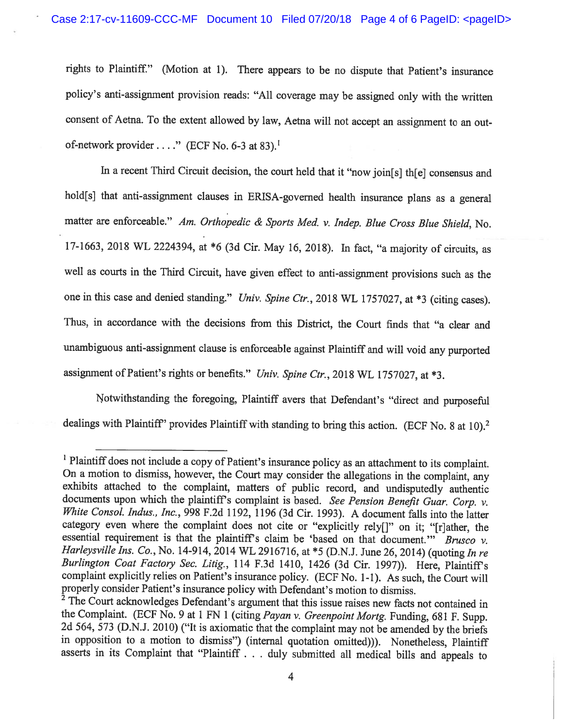rights to Plaintiff." (Motion at 1). There appears to be no dispute that Patient's insurance policy's anti-assignment provision reads: "All coverage may be assigned only with the written consent of Aetna. To the extent allowed by law, Aetna will not accept an assignment to an out-of-network provider . . . ." (ECF No. 6-3 at 83).[1]

In a recent Third Circuit decision, the court held that it "now join[s] th[e] consensus and hold[s] that anti-assignment clauses in ERISA-governed health insurance plans as a general matter are enforceable." *Am. Orthopedic & Sports Med. v. Indep. Blue Cross Blue Shield*, No. 17-1663, 2018 WL 2224394, at *6 (3d Cir. May 16, 2018). In fact, "a majority of circuits, as well as courts in the Third Circuit, have given effect to anti-assignment provisions such as the one in this case and denied standing." *Univ. Spine Ctr.*, 2018 WL 1757027, at *3 (citing cases). Thus, in accordance with the decisions from this District, the Court finds that "a clear and unambiguous anti-assignment clause is enforceable against Plaintiff and will void any purported assignment of Patient's rights or benefits." *Univ. Spine Ctr.*, 2018 WL 1757027, at *3.

Notwithstanding the foregoing, Plaintiff avers that Defendant's "direct and purposeful dealings with Plaintiff" provides Plaintiff with standing to bring this action. (ECF No. 8 at 10).[2]

---

[1] Plaintiff does not include a copy of Patient's insurance policy as an attachment to its complaint. On a motion to dismiss, however, the Court may consider the allegations in the complaint, any exhibits attached to the complaint, matters of public record, and undisputedly authentic documents upon which the plaintiff's complaint is based. *See Pension Benefit Guar. Corp. v. White Consol. Indus., Inc.*, 998 F.2d 1192, 1196 (3d Cir. 1993). A document falls into the latter category even where the complaint does not cite or "explicitly rely[]" on it; "[r]ather, the essential requirement is that the plaintiff's claim be 'based on that document.'" *Brusco v. Harleysville Ins. Co.*, No. 14-914, 2014 WL 2916716, at *5 (D.N.J. June 26, 2014) (quoting *In re Burlington Coat Factory Sec. Litig.*, 114 F.3d 1410, 1426 (3d Cir. 1997)). Here, Plaintiff's complaint explicitly relies on Patient's insurance policy. (ECF No. 1-1). As such, the Court will properly consider Patient's insurance policy with Defendant's motion to dismiss.

[2] The Court acknowledges Defendant's argument that this issue raises new facts not contained in the Complaint. (ECF No. 9 at 1 FN 1 (citing *Payan v. Greenpoint Mortg.* Funding, 681 F. Supp. 2d 564, 573 (D.N.J. 2010) ("It is axiomatic that the complaint may not be amended by the briefs in opposition to a motion to dismiss") (internal quotation omitted))). Nonetheless, Plaintiff asserts in its Complaint that "Plaintiff . . . duly submitted all medical bills and appeals to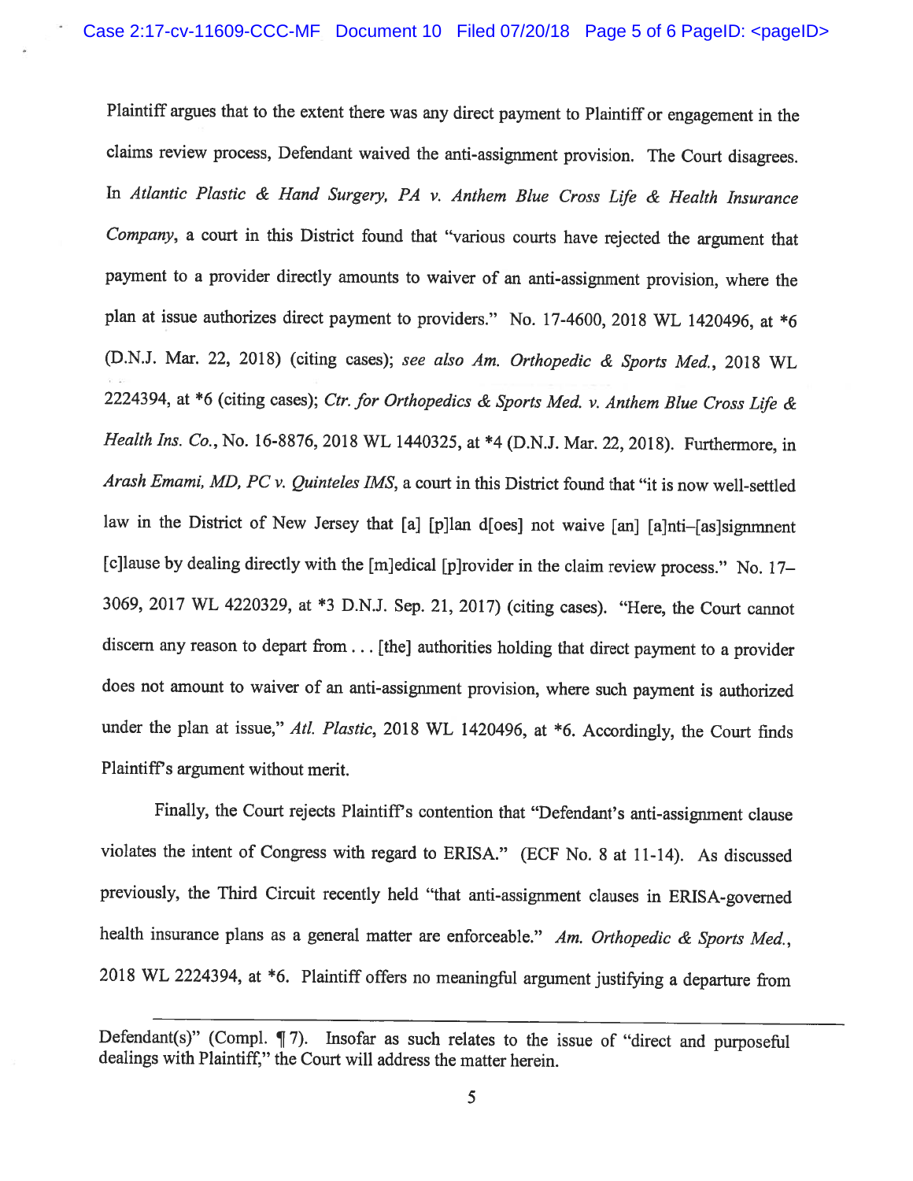Plaintiff argues that to the extent there was any direct payment to Plaintiff or engagement in the claims review process, Defendant waived the anti-assignment provision. The Court disagrees. In *Atlantic Plastic & Hand Surgery, PA v. Anthem Blue Cross Life & Health Insurance Company*, a court in this District found that "various courts have rejected the argument that payment to a provider directly amounts to waiver of an anti-assignment provision, where the plan at issue authorizes direct payment to providers." No. 17-4600, 2018 WL 1420496, at *6 (D.N.J. Mar. 22, 2018) (citing cases); *see also Am. Orthopedic & Sports Med.*, 2018 WL 2224394, at *6 (citing cases); *Ctr. for Orthopedics & Sports Med. v. Anthem Blue Cross Life & Health Ins. Co.*, No. 16-8876, 2018 WL 1440325, at *4 (D.N.J. Mar. 22, 2018). Furthermore, in *Arash Emami, MD, PC v. Quinteles IMS*, a court in this District found that "it is now well-settled law in the District of New Jersey that [a] [p]lan d[oes] not waive [an] [a]nti–[as]signmnent [c]lause by dealing directly with the [m]edical [p]rovider in the claim review process." No. 17–3069, 2017 WL 4220329, at *3 D.N.J. Sep. 21, 2017) (citing cases). "Here, the Court cannot discern any reason to depart from . . . [the] authorities holding that direct payment to a provider does not amount to waiver of an anti-assignment provision, where such payment is authorized under the plan at issue," *Atl. Plastic*, 2018 WL 1420496, at *6. Accordingly, the Court finds Plaintiff's argument without merit.

Finally, the Court rejects Plaintiff's contention that "Defendant's anti-assignment clause violates the intent of Congress with regard to ERISA." (ECF No. 8 at 11-14). As discussed previously, the Third Circuit recently held "that anti-assignment clauses in ERISA-governed health insurance plans as a general matter are enforceable." *Am. Orthopedic & Sports Med.*, 2018 WL 2224394, at *6. Plaintiff offers no meaningful argument justifying a departure from

---

Defendant(s)" (Compl. ¶ 7). Insofar as such relates to the issue of "direct and purposeful dealings with Plaintiff," the Court will address the matter herein.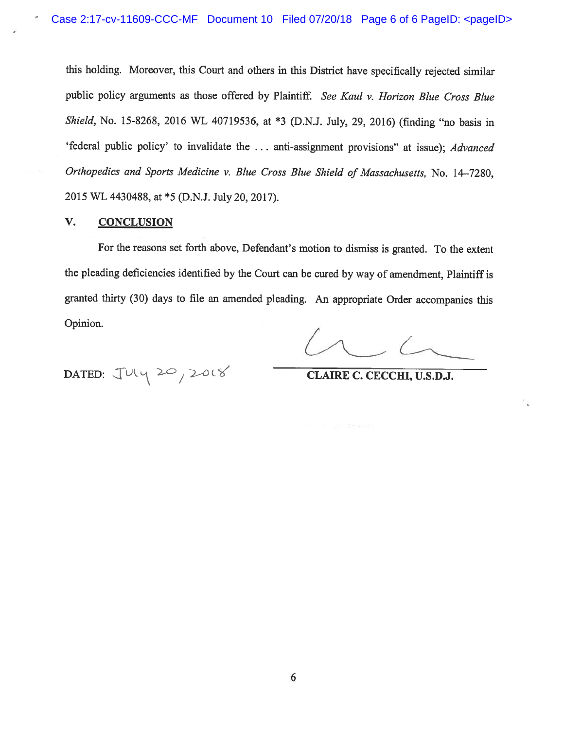this holding. Moreover, this Court and others in this District have specifically rejected similar public policy arguments as those offered by Plaintiff. *See Kaul v. Horizon Blue Cross Blue Shield*, No. 15-8268, 2016 WL 40719536, at *3 (D.N.J. July, 29, 2016) (finding "no basis in 'federal public policy' to invalidate the . . . anti-assignment provisions" at issue); *Advanced Orthopedics and Sports Medicine v. Blue Cross Blue Shield of Massachusetts*, No. 14–7280, 2015 WL 4430488, at *5 (D.N.J. July 20, 2017).

## V. <u>CONCLUSION</u>

For the reasons set forth above, Defendant's motion to dismiss is granted. To the extent the pleading deficiencies identified by the Court can be cured by way of amendment, Plaintiff is granted thirty (30) days to file an amended pleading. An appropriate Order accompanies this Opinion.

DATED: July 20, 2018

**CLAIRE C. CECCHI, U.S.D.J.**